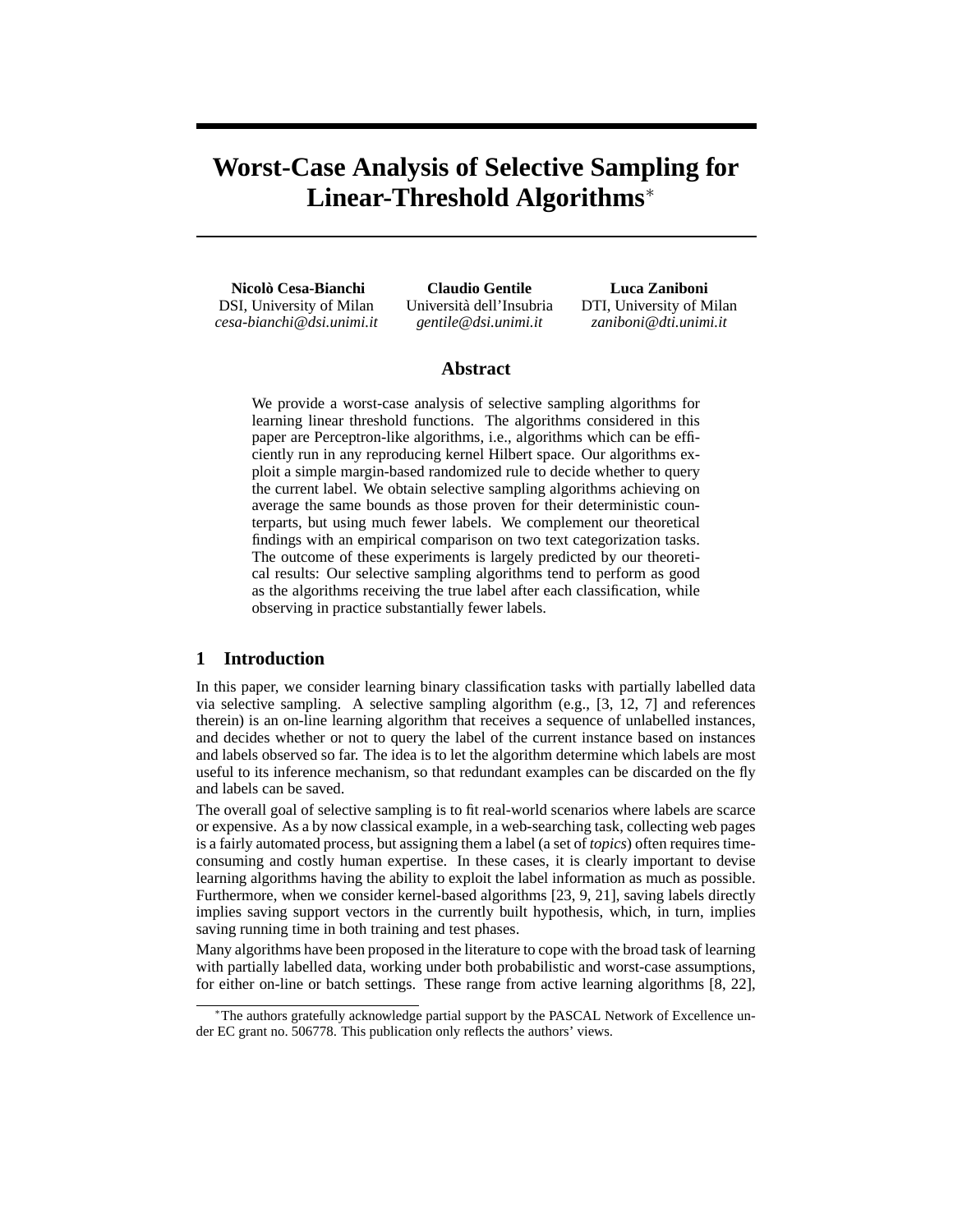# Worst-Case Analysis of Selective Sampling for Linear-Threshold Algorithms*

**Nicolò Cesa-Bianchi**
DSI, University of Milan
*cesa-bianchi@dsi.unimi.it*

**Claudio Gentile**
Università dell'Insubria
*gentile@dsi.unimi.it*

**Luca Zaniboni**
DTI, University of Milan
*zaniboni@dti.unimi.it*

## Abstract

We provide a worst-case analysis of selective sampling algorithms for learning linear threshold functions. The algorithms considered in this paper are Perceptron-like algorithms, i.e., algorithms which can be efficiently run in any reproducing kernel Hilbert space. Our algorithms exploit a simple margin-based randomized rule to decide whether to query the current label. We obtain selective sampling algorithms achieving on average the same bounds as those proven for their deterministic counterparts, but using much fewer labels. We complement our theoretical findings with an empirical comparison on two text categorization tasks. The outcome of these experiments is largely predicted by our theoretical results: Our selective sampling algorithms tend to perform as good as the algorithms receiving the true label after each classification, while observing in practice substantially fewer labels.

## 1 Introduction

In this paper, we consider learning binary classification tasks with partially labelled data via selective sampling. A selective sampling algorithm (e.g., [3, 12, 7] and references therein) is an on-line learning algorithm that receives a sequence of unlabelled instances, and decides whether or not to query the label of the current instance based on instances and labels observed so far. The idea is to let the algorithm determine which labels are most useful to its inference mechanism, so that redundant examples can be discarded on the fly and labels can be saved.

The overall goal of selective sampling is to fit real-world scenarios where labels are scarce or expensive. As a by now classical example, in a web-searching task, collecting web pages is a fairly automated process, but assigning them a label (a set of *topics*) often requires time-consuming and costly human expertise. In these cases, it is clearly important to devise learning algorithms having the ability to exploit the label information as much as possible. Furthermore, when we consider kernel-based algorithms [23, 9, 21], saving labels directly implies saving support vectors in the currently built hypothesis, which, in turn, implies saving running time in both training and test phases.

Many algorithms have been proposed in the literature to cope with the broad task of learning with partially labelled data, working under both probabilistic and worst-case assumptions, for either on-line or batch settings. These range from active learning algorithms [8, 22],

*The authors gratefully acknowledge partial support by the PASCAL Network of Excellence under EC grant no. 506778. This publication only reflects the authors' views.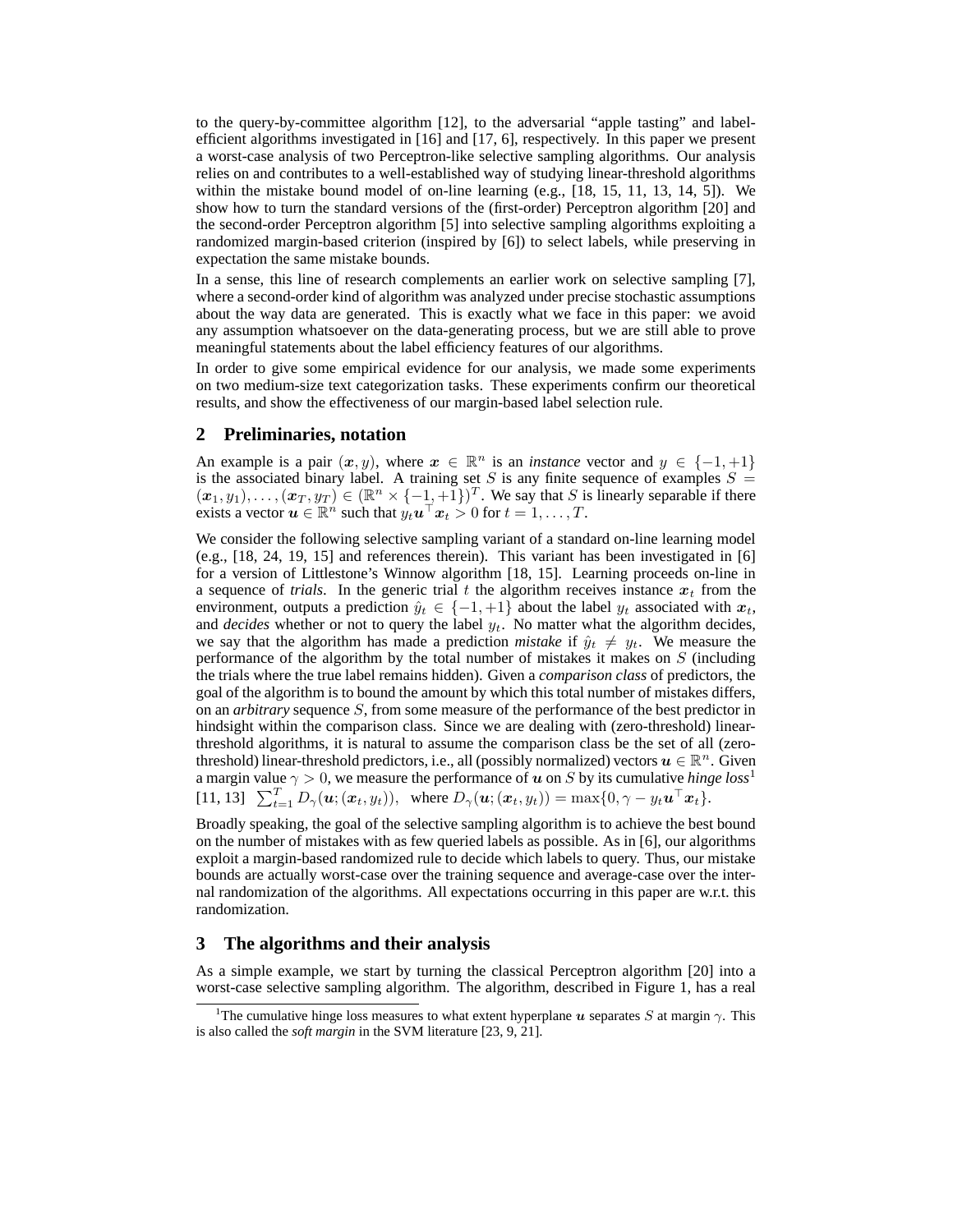to the query-by-committee algorithm [12], to the adversarial "apple tasting" and label-efficient algorithms investigated in [16] and [17, 6], respectively. In this paper we present a worst-case analysis of two Perceptron-like selective sampling algorithms. Our analysis relies on and contributes to a well-established way of studying linear-threshold algorithms within the mistake bound model of on-line learning (e.g., [18, 15, 11, 13, 14, 5]). We show how to turn the standard versions of the (first-order) Perceptron algorithm [20] and the second-order Perceptron algorithm [5] into selective sampling algorithms exploiting a randomized margin-based criterion (inspired by [6]) to select labels, while preserving in expectation the same mistake bounds.

In a sense, this line of research complements an earlier work on selective sampling [7], where a second-order kind of algorithm was analyzed under precise stochastic assumptions about the way data are generated. This is exactly what we face in this paper: we avoid any assumption whatsoever on the data-generating process, but we are still able to prove meaningful statements about the label efficiency features of our algorithms.

In order to give some empirical evidence for our analysis, we made some experiments on two medium-size text categorization tasks. These experiments confirm our theoretical results, and show the effectiveness of our margin-based label selection rule.

## 2 Preliminaries, notation

An example is a pair $(\boldsymbol{x}, y)$, where $\boldsymbol{x} \in \mathbb{R}^n$ is an *instance* vector and $y \in \{-1, +1\}$ is the associated binary label. A training set $S$ is any finite sequence of examples $S = (\boldsymbol{x}_1, y_1), \ldots, (\boldsymbol{x}_T, y_T) \in (\mathbb{R}^n \times \{-1, +1\})^T$. We say that $S$ is linearly separable if there exists a vector $\boldsymbol{u} \in \mathbb{R}^n$ such that $y_t \boldsymbol{u}^\top \boldsymbol{x}_t > 0$ for $t = 1, \ldots, T$.

We consider the following selective sampling variant of a standard on-line learning model (e.g., [18, 24, 19, 15] and references therein). This variant has been investigated in [6] for a version of Littlestone's Winnow algorithm [18, 15]. Learning proceeds on-line in a sequence of *trials*. In the generic trial $t$ the algorithm receives instance $\boldsymbol{x}_t$ from the environment, outputs a prediction $\hat{y}_t \in \{-1, +1\}$ about the label $y_t$ associated with $\boldsymbol{x}_t$, and *decides* whether or not to query the label $y_t$. No matter what the algorithm decides, we say that the algorithm has made a prediction *mistake* if $\hat{y}_t \neq y_t$. We measure the performance of the algorithm by the total number of mistakes it makes on $S$ (including the trials where the true label remains hidden). Given a *comparison class* of predictors, the goal of the algorithm is to bound the amount by which this total number of mistakes differs, on an *arbitrary* sequence $S$, from some measure of the performance of the best predictor in hindsight within the comparison class. Since we are dealing with (zero-threshold) linear-threshold algorithms, it is natural to assume the comparison class be the set of all (zero-threshold) linear-threshold predictors, i.e., all (possibly normalized) vectors $\boldsymbol{u} \in \mathbb{R}^n$. Given a margin value $\gamma > 0$, we measure the performance of $\boldsymbol{u}$ on $S$ by its cumulative *hinge loss*[1] [11, 13] $\sum_{t=1}^{T} D_\gamma(\boldsymbol{u}; (\boldsymbol{x}_t, y_t))$, where $D_\gamma(\boldsymbol{u}; (\boldsymbol{x}_t, y_t)) = \max\{0, \gamma - y_t \boldsymbol{u}^\top \boldsymbol{x}_t\}$.

Broadly speaking, the goal of the selective sampling algorithm is to achieve the best bound on the number of mistakes with as few queried labels as possible. As in [6], our algorithms exploit a margin-based randomized rule to decide which labels to query. Thus, our mistake bounds are actually worst-case over the training sequence and average-case over the internal randomization of the algorithms. All expectations occurring in this paper are w.r.t. this randomization.

## 3 The algorithms and their analysis

As a simple example, we start by turning the classical Perceptron algorithm [20] into a worst-case selective sampling algorithm. The algorithm, described in Figure 1, has a real

[1] The cumulative hinge loss measures to what extent hyperplane $\boldsymbol{u}$ separates $S$ at margin $\gamma$. This is also called the *soft margin* in the SVM literature [23, 9, 21].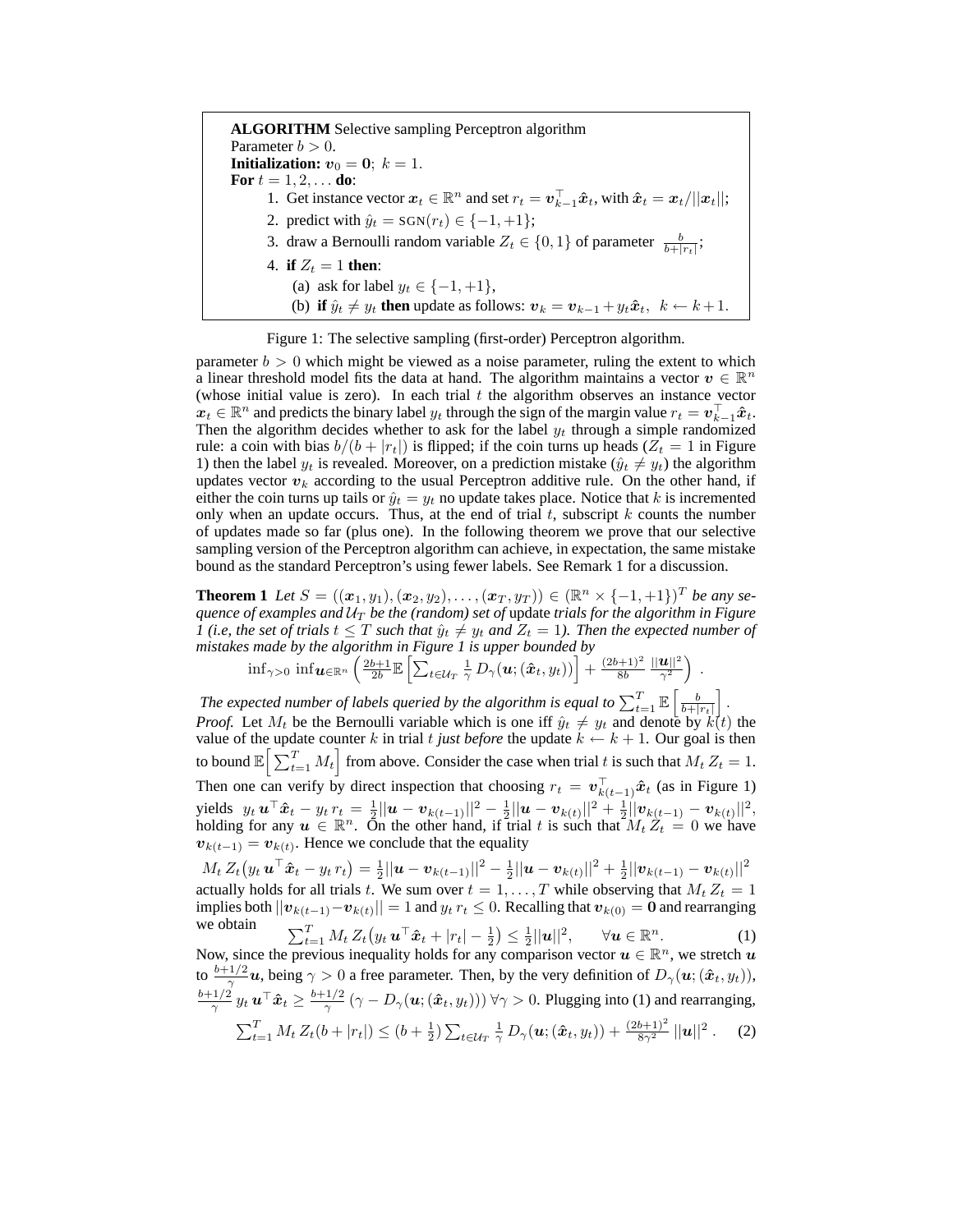**ALGORITHM** Selective sampling Perceptron algorithm
Parameter $b > 0$.
**Initialization:** $\boldsymbol{v}_0 = \boldsymbol{0}$; $k = 1$.
**For** $t = 1, 2, \ldots$ **do**:

1. Get instance vector $\boldsymbol{x}_t \in \mathbb{R}^n$ and set $r_t = \boldsymbol{v}_{k-1}^\top \hat{\boldsymbol{x}}_t$, with $\hat{\boldsymbol{x}}_t = \boldsymbol{x}_t / ||\boldsymbol{x}_t||$;
2. predict with $\hat{y}_t = \text{SGN}(r_t) \in \{-1, +1\}$;
3. draw a Bernoulli random variable $Z_t \in \{0, 1\}$ of parameter $\frac{b}{b+|r_t|}$;
4. **if** $Z_t = 1$ **then**:
   (a) ask for label $y_t \in \{-1, +1\}$,
   (b) **if** $\hat{y}_t \neq y_t$ **then** update as follows: $\boldsymbol{v}_k = \boldsymbol{v}_{k-1} + y_t \hat{\boldsymbol{x}}_t$, $k \leftarrow k+1$.

Figure 1: The selective sampling (first-order) Perceptron algorithm.

parameter $b > 0$ which might be viewed as a noise parameter, ruling the extent to which a linear threshold model fits the data at hand. The algorithm maintains a vector $\boldsymbol{v} \in \mathbb{R}^n$ (whose initial value is zero). In each trial $t$ the algorithm observes an instance vector $\boldsymbol{x}_t \in \mathbb{R}^n$ and predicts the binary label $y_t$ through the sign of the margin value $r_t = \boldsymbol{v}_{k-1}^\top \hat{\boldsymbol{x}}_t$. Then the algorithm decides whether to ask for the label $y_t$ through a simple randomized rule: a coin with bias $b/(b + |r_t|)$ is flipped; if the coin turns up heads ($Z_t = 1$ in Figure 1) then the label $y_t$ is revealed. Moreover, on a prediction mistake ($\hat{y}_t \neq y_t$) the algorithm updates vector $\boldsymbol{v}_k$ according to the usual Perceptron additive rule. On the other hand, if either the coin turns up tails or $\hat{y}_t = y_t$ no update takes place. Notice that $k$ is incremented only when an update occurs. Thus, at the end of trial $t$, subscript $k$ counts the number of updates made so far (plus one). In the following theorem we prove that our selective sampling version of the Perceptron algorithm can achieve, in expectation, the same mistake bound as the standard Perceptron's using fewer labels. See Remark 1 for a discussion.

**Theorem 1** *Let $S = ((\boldsymbol{x}_1, y_1), (\boldsymbol{x}_2, y_2), \ldots, (\boldsymbol{x}_T, y_T)) \in (\mathbb{R}^n \times \{-1, +1\})^T$ be any sequence of examples and $\mathcal{U}_T$ be the (random) set of* update *trials for the algorithm in Figure 1 (i.e, the set of trials $t \leq T$ such that $\hat{y}_t \neq y_t$ and $Z_t = 1$). Then the expected number of mistakes made by the algorithm in Figure 1 is upper bounded by*

$$\inf_{\gamma > 0} \inf_{\boldsymbol{u} \in \mathbb{R}^n} \left( \frac{2b+1}{2b} \mathbb{E}\left[ \sum_{t \in \mathcal{U}_T} \frac{1}{\gamma} D_\gamma(\boldsymbol{u}; (\hat{\boldsymbol{x}}_t, y_t)) \right] + \frac{(2b+1)^2}{8b} \frac{||\boldsymbol{u}||^2}{\gamma^2} \right) .$$

*The expected number of labels queried by the algorithm is equal to $\sum_{t=1}^T \mathbb{E}\left[ \frac{b}{b+|r_t|} \right]$.*

*Proof.* Let $M_t$ be the Bernoulli variable which is one iff $\hat{y}_t \neq y_t$ and denote by $k(t)$ the value of the update counter $k$ in trial $t$ *just before* the update $k \leftarrow k+1$. Our goal is then to bound $\mathbb{E}\Big[ \sum_{t=1}^T M_t \Big]$ from above. Consider the case when trial $t$ is such that $M_t Z_t = 1$. Then one can verify by direct inspection that choosing $r_t = \boldsymbol{v}_{k(t-1)}^\top \hat{\boldsymbol{x}}_t$ (as in Figure 1) yields $y_t \boldsymbol{u}^\top \hat{\boldsymbol{x}}_t - y_t r_t = \frac{1}{2}||\boldsymbol{u} - \boldsymbol{v}_{k(t-1)}||^2 - \frac{1}{2}||\boldsymbol{u} - \boldsymbol{v}_{k(t)}||^2 + \frac{1}{2}||\boldsymbol{v}_{k(t-1)} - \boldsymbol{v}_{k(t)}||^2$, holding for any $\boldsymbol{u} \in \mathbb{R}^n$. On the other hand, if trial $t$ is such that $M_t Z_t = 0$ we have $\boldsymbol{v}_{k(t-1)} = \boldsymbol{v}_{k(t)}$. Hence we conclude that the equality

$$M_t Z_t \big( y_t \boldsymbol{u}^\top \hat{\boldsymbol{x}}_t - y_t r_t \big) = \frac{1}{2}||\boldsymbol{u} - \boldsymbol{v}_{k(t-1)}||^2 - \frac{1}{2}||\boldsymbol{u} - \boldsymbol{v}_{k(t)}||^2 + \frac{1}{2}||\boldsymbol{v}_{k(t-1)} - \boldsymbol{v}_{k(t)}||^2$$

actually holds for all trials $t$. We sum over $t = 1, \ldots, T$ while observing that $M_t Z_t = 1$ implies both $||\boldsymbol{v}_{k(t-1)} - \boldsymbol{v}_{k(t)}|| = 1$ and $y_t r_t \leq 0$. Recalling that $\boldsymbol{v}_{k(0)} = \boldsymbol{0}$ and rearranging we obtain

$$\sum_{t=1}^T M_t Z_t \big( y_t \boldsymbol{u}^\top \hat{\boldsymbol{x}}_t + |r_t| - \tfrac{1}{2} \big) \leq \tfrac{1}{2}||\boldsymbol{u}||^2, \qquad \forall \boldsymbol{u} \in \mathbb{R}^n. \tag{1}$$

Now, since the previous inequality holds for any comparison vector $\boldsymbol{u} \in \mathbb{R}^n$, we stretch $\boldsymbol{u}$ to $\frac{b+1/2}{\gamma}\boldsymbol{u}$, being $\gamma > 0$ a free parameter. Then, by the very definition of $D_\gamma(\boldsymbol{u}; (\hat{\boldsymbol{x}}_t, y_t))$, $\frac{b+1/2}{\gamma} y_t \boldsymbol{u}^\top \hat{\boldsymbol{x}}_t \geq \frac{b+1/2}{\gamma} \left(\gamma - D_\gamma(\boldsymbol{u}; (\hat{\boldsymbol{x}}_t, y_t))\right) \forall \gamma > 0$. Plugging into (1) and rearranging,

$$\sum_{t=1}^T M_t Z_t (b + |r_t|) \leq \big(b + \tfrac{1}{2}\big) \sum_{t \in \mathcal{U}_T} \frac{1}{\gamma} D_\gamma(\boldsymbol{u}; (\hat{\boldsymbol{x}}_t, y_t)) + \frac{(2b+1)^2}{8\gamma^2} ||\boldsymbol{u}||^2 . \tag{2}$$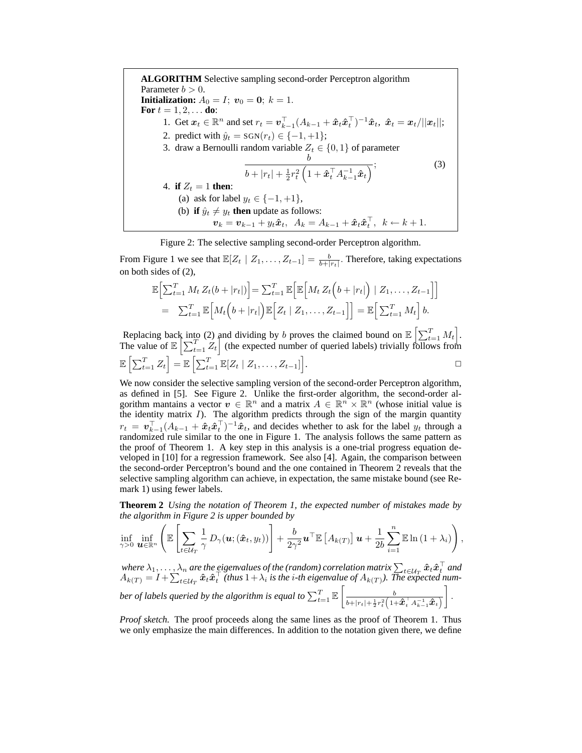**ALGORITHM** Selective sampling second-order Perceptron algorithm
Parameter $b > 0$.
**Initialization:** $A_0 = I$; $\boldsymbol{v}_0 = \boldsymbol{0}$; $k = 1$.
**For** $t = 1, 2, \ldots$ **do**:

1. Get $\boldsymbol{x}_t \in \mathbb{R}^n$ and set $r_t = \boldsymbol{v}_{k-1}^\top (A_{k-1} + \hat{\boldsymbol{x}}_t \hat{\boldsymbol{x}}_t^\top)^{-1} \hat{\boldsymbol{x}}_t$, $\hat{\boldsymbol{x}}_t = \boldsymbol{x}_t / ||\boldsymbol{x}_t||$;
2. predict with $\hat{y}_t = \text{SGN}(r_t) \in \{-1, +1\}$;
3. draw a Bernoulli random variable $Z_t \in \{0, 1\}$ of parameter
$$\frac{b}{b + |r_t| + \frac{1}{2} r_t^2 \left(1 + \hat{\boldsymbol{x}}_t^\top A_{k-1}^{-1} \hat{\boldsymbol{x}}_t\right)}; \tag{3}$$
4. **if** $Z_t = 1$ **then**:
   (a) ask for label $y_t \in \{-1, +1\}$,
   (b) **if** $\hat{y}_t \neq y_t$ **then** update as follows:
   $$\boldsymbol{v}_k = \boldsymbol{v}_{k-1} + y_t \hat{\boldsymbol{x}}_t, \quad A_k = A_{k-1} + \hat{\boldsymbol{x}}_t \hat{\boldsymbol{x}}_t^\top, \quad k \leftarrow k + 1.$$

Figure 2: The selective sampling second-order Perceptron algorithm.

From Figure 1 we see that $\mathbb{E}[Z_t \mid Z_1, \ldots, Z_{t-1}] = \frac{b}{b+|r_t|}$. Therefore, taking expectations on both sides of (2),

$$\begin{aligned}
\mathbb{E}\Big[\textstyle\sum_{t=1}^T M_t\, Z_t (b + |r_t|)\Big] &= \textstyle\sum_{t=1}^T \mathbb{E}\Big[\mathbb{E}\Big[M_t\, Z_t \Big(b + |r_t|\Big) \mid Z_1, \ldots, Z_{t-1}\Big]\Big] \\
&= \textstyle\sum_{t=1}^T \mathbb{E}\Big[M_t \Big(b + |r_t|\Big) \mathbb{E}\Big[Z_t \mid Z_1, \ldots, Z_{t-1}\Big]\Big] = \mathbb{E}\Big[\textstyle\sum_{t=1}^T M_t\Big]\, b.
\end{aligned}$$

Replacing back into (2) and dividing by $b$ proves the claimed bound on $\mathbb{E}\left[\sum_{t=1}^T M_t\right]$. The value of $\mathbb{E}\left[\sum_{t=1}^T Z_t\right]$ (the expected number of queried labels) trivially follows from $\mathbb{E}\left[\sum_{t=1}^T Z_t\right] = \mathbb{E}\left[\sum_{t=1}^T \mathbb{E}[Z_t \mid Z_1, \ldots, Z_{t-1}]\right]$. □

We now consider the selective sampling version of the second-order Perceptron algorithm, as defined in [5]. See Figure 2. Unlike the first-order algorithm, the second-order algorithm mantains a vector $\boldsymbol{v} \in \mathbb{R}^n$ and a matrix $A \in \mathbb{R}^n \times \mathbb{R}^n$ (whose initial value is the identity matrix $I$). The algorithm predicts through the sign of the margin quantity $r_t = \boldsymbol{v}_{k-1}^\top (A_{k-1} + \hat{\boldsymbol{x}}_t \hat{\boldsymbol{x}}_t^\top)^{-1} \hat{\boldsymbol{x}}_t$, and decides whether to ask for the label $y_t$ through a randomized rule similar to the one in Figure 1. The analysis follows the same pattern as the proof of Theorem 1. A key step in this analysis is a one-trial progress equation developed in [10] for a regression framework. See also [4]. Again, the comparison between the second-order Perceptron's bound and the one contained in Theorem 2 reveals that the selective sampling algorithm can achieve, in expectation, the same mistake bound (see Remark 1) using fewer labels.

**Theorem 2** *Using the notation of Theorem 1, the expected number of mistakes made by the algorithm in Figure 2 is upper bounded by*

$$\inf_{\gamma > 0} \inf_{\boldsymbol{u} \in \mathbb{R}^n} \left( \mathbb{E}\left[\sum_{t \in \mathcal{U}_T} \frac{1}{\gamma} D_\gamma(\boldsymbol{u}; (\hat{\boldsymbol{x}}_t, y_t))\right] + \frac{b}{2\gamma^2} \boldsymbol{u}^\top \mathbb{E}\left[A_{k(T)}\right] \boldsymbol{u} + \frac{1}{2b} \sum_{i=1}^n \mathbb{E} \ln\left(1 + \lambda_i\right) \right),$$

*where $\lambda_1, \ldots, \lambda_n$ are the eigenvalues of the (random) correlation matrix $\sum_{t \in \mathcal{U}_T} \hat{\boldsymbol{x}}_t \hat{\boldsymbol{x}}_t^\top$ and $A_{k(T)} = I + \sum_{t \in \mathcal{U}_T} \hat{\boldsymbol{x}}_t \hat{\boldsymbol{x}}_t^\top$ (thus $1 + \lambda_i$ is the $i$-th eigenvalue of $A_{k(T)}$). The expected number of labels queried by the algorithm is equal to $\sum_{t=1}^T \mathbb{E}\left[\frac{b}{b + |r_t| + \frac{1}{2} r_t^2 \left(1 + \hat{\boldsymbol{x}}_t^\top A_{k-1}^{-1} \hat{\boldsymbol{x}}_t\right)}\right]$.*

*Proof sketch.* The proof proceeds along the same lines as the proof of Theorem 1. Thus we only emphasize the main differences. In addition to the notation given there, we define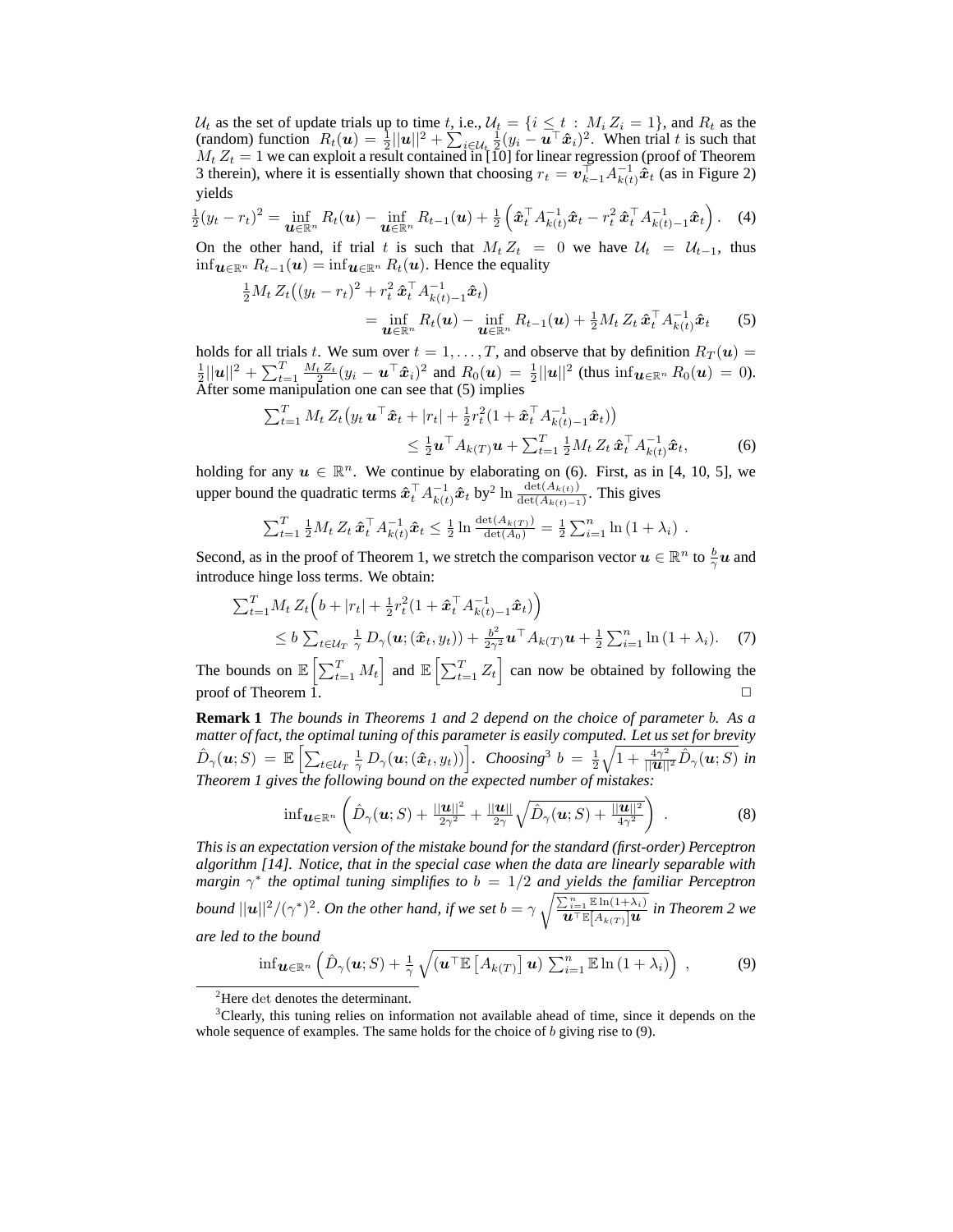$\mathcal{U}_t$ as the set of update trials up to time $t$, i.e., $\mathcal{U}_t = \{i \le t \,:\, M_i\, Z_i = 1\}$, and $R_t$ as the (random) function $R_t(\boldsymbol{u}) = \frac{1}{2}||\boldsymbol{u}||^2 + \sum_{i\in\mathcal{U}_t} \frac{1}{2}(y_i - \boldsymbol{u}^\top \hat{\boldsymbol{x}}_i)^2$. When trial $t$ is such that $M_t\, Z_t = 1$ we can exploit a result contained in [10] for linear regression (proof of Theorem 3 therein), where it is essentially shown that choosing $r_t = \boldsymbol{v}_{k-1}^\top A_{k(t)}^{-1} \hat{\boldsymbol{x}}_t$ (as in Figure 2) yields

$$\tfrac{1}{2}(y_t - r_t)^2 = \inf_{\boldsymbol{u}\in\mathbb{R}^n} R_t(\boldsymbol{u}) - \inf_{\boldsymbol{u}\in\mathbb{R}^n} R_{t-1}(\boldsymbol{u}) + \tfrac{1}{2}\left(\hat{\boldsymbol{x}}_t^\top A_{k(t)}^{-1}\hat{\boldsymbol{x}}_t - r_t^2\, \hat{\boldsymbol{x}}_t^\top A_{k(t)-1}^{-1}\hat{\boldsymbol{x}}_t\right). \quad (4)$$

On the other hand, if trial $t$ is such that $M_t\, Z_t = 0$ we have $\mathcal{U}_t = \mathcal{U}_{t-1}$, thus $\inf_{\boldsymbol{u}\in\mathbb{R}^n} R_{t-1}(\boldsymbol{u}) = \inf_{\boldsymbol{u}\in\mathbb{R}^n} R_t(\boldsymbol{u})$. Hence the equality

$$\tfrac{1}{2} M_t\, Z_t\big((y_t - r_t)^2 + r_t^2\, \hat{\boldsymbol{x}}_t^\top A_{k(t)-1}^{-1}\hat{\boldsymbol{x}}_t\big) = \inf_{\boldsymbol{u}\in\mathbb{R}^n} R_t(\boldsymbol{u}) - \inf_{\boldsymbol{u}\in\mathbb{R}^n} R_{t-1}(\boldsymbol{u}) + \tfrac{1}{2} M_t\, Z_t\, \hat{\boldsymbol{x}}_t^\top A_{k(t)}^{-1}\hat{\boldsymbol{x}}_t \quad (5)$$

holds for all trials $t$. We sum over $t = 1,\ldots,T$, and observe that by definition $R_T(\boldsymbol{u}) = \frac{1}{2}||\boldsymbol{u}||^2 + \sum_{t=1}^T \frac{M_t\, Z_t}{2}(y_i - \boldsymbol{u}^\top\hat{\boldsymbol{x}}_i)^2$ and $R_0(\boldsymbol{u}) = \frac{1}{2}||\boldsymbol{u}||^2$ (thus $\inf_{\boldsymbol{u}\in\mathbb{R}^n} R_0(\boldsymbol{u}) = 0$). After some manipulation one can see that (5) implies

$$\sum_{t=1}^T M_t\, Z_t\big(y_t\, \boldsymbol{u}^\top\hat{\boldsymbol{x}}_t + |r_t| + \tfrac{1}{2} r_t^2(1 + \hat{\boldsymbol{x}}_t^\top A_{k(t)-1}^{-1}\hat{\boldsymbol{x}}_t)\big) \le \tfrac{1}{2}\boldsymbol{u}^\top A_{k(T)}\boldsymbol{u} + \sum_{t=1}^T \tfrac{1}{2} M_t\, Z_t\, \hat{\boldsymbol{x}}_t^\top A_{k(t)}^{-1}\hat{\boldsymbol{x}}_t, \quad (6)$$

holding for any $\boldsymbol{u}\in\mathbb{R}^n$. We continue by elaborating on (6). First, as in [4, 10, 5], we upper bound the quadratic terms $\hat{\boldsymbol{x}}_t^\top A_{k(t)}^{-1}\hat{\boldsymbol{x}}_t$ by[2] $\ln\frac{\det(A_{k(t)})}{\det(A_{k(t)-1})}$. This gives

$$\sum_{t=1}^T \tfrac{1}{2} M_t\, Z_t\, \hat{\boldsymbol{x}}_t^\top A_{k(t)}^{-1}\hat{\boldsymbol{x}}_t \le \tfrac{1}{2}\ln\frac{\det(A_{k(T)})}{\det(A_0)} = \tfrac{1}{2}\sum_{i=1}^n \ln(1+\lambda_i)\ .$$

Second, as in the proof of Theorem 1, we stretch the comparison vector $\boldsymbol{u}\in\mathbb{R}^n$ to $\frac{b}{\gamma}\boldsymbol{u}$ and introduce hinge loss terms. We obtain:

$$\sum_{t=1}^T M_t\, Z_t\Big(b + |r_t| + \tfrac{1}{2} r_t^2(1 + \hat{\boldsymbol{x}}_t^\top A_{k(t)-1}^{-1}\hat{\boldsymbol{x}}_t)\Big) \le b\sum_{t\in\mathcal{U}_T}\tfrac{1}{\gamma} D_\gamma(\boldsymbol{u};(\hat{\boldsymbol{x}}_t, y_t)) + \tfrac{b^2}{2\gamma^2}\boldsymbol{u}^\top A_{k(T)}\boldsymbol{u} + \tfrac{1}{2}\sum_{i=1}^n \ln(1+\lambda_i). \quad (7)$$

The bounds on $\mathbb{E}\left[\sum_{t=1}^T M_t\right]$ and $\mathbb{E}\left[\sum_{t=1}^T Z_t\right]$ can now be obtained by following the proof of Theorem 1. □

**Remark 1** *The bounds in Theorems 1 and 2 depend on the choice of parameter $b$. As a matter of fact, the optimal tuning of this parameter is easily computed. Let us set for brevity $\hat{D}_\gamma(\boldsymbol{u};S) = \mathbb{E}\left[\sum_{t\in\mathcal{U}_T}\frac{1}{\gamma}D_\gamma(\boldsymbol{u};(\hat{\boldsymbol{x}}_t,y_t))\right]$. Choosing[3] $b = \frac{1}{2}\sqrt{1 + \frac{4\gamma^2}{||\boldsymbol{u}||^2}\hat{D}_\gamma(\boldsymbol{u};S)}$ in Theorem 1 gives the following bound on the expected number of mistakes:*

$$\inf_{\boldsymbol{u}\in\mathbb{R}^n}\left(\hat{D}_\gamma(\boldsymbol{u};S) + \frac{||\boldsymbol{u}||^2}{2\gamma^2} + \frac{||\boldsymbol{u}||}{2\gamma}\sqrt{\hat{D}_\gamma(\boldsymbol{u};S) + \frac{||\boldsymbol{u}||^2}{4\gamma^2}}\right)\ . \quad (8)$$

*This is an expectation version of the mistake bound for the standard (first-order) Perceptron algorithm [14]. Notice, that in the special case when the data are linearly separable with margin $\gamma^*$ the optimal tuning simplifies to $b = 1/2$ and yields the familiar Perceptron bound $||\boldsymbol{u}||^2/(\gamma^*)^2$. On the other hand, if we set $b = \gamma\sqrt{\frac{\sum_{i=1}^n \mathbb{E}\ln(1+\lambda_i)}{\boldsymbol{u}^\top\mathbb{E}\left[A_{k(T)}\right]\boldsymbol{u}}}$ in Theorem 2 we are led to the bound*

$$\inf_{\boldsymbol{u}\in\mathbb{R}^n}\left(\hat{D}_\gamma(\boldsymbol{u};S) + \frac{1}{\gamma}\sqrt{\left(\boldsymbol{u}^\top\mathbb{E}\left[A_{k(T)}\right]\boldsymbol{u}\right)\sum_{i=1}^n\mathbb{E}\ln(1+\lambda_i)}\right)\ , \quad (9)$$

[2] Here $\det$ denotes the determinant.

[3] Clearly, this tuning relies on information not available ahead of time, since it depends on the whole sequence of examples. The same holds for the choice of $b$ giving rise to (9).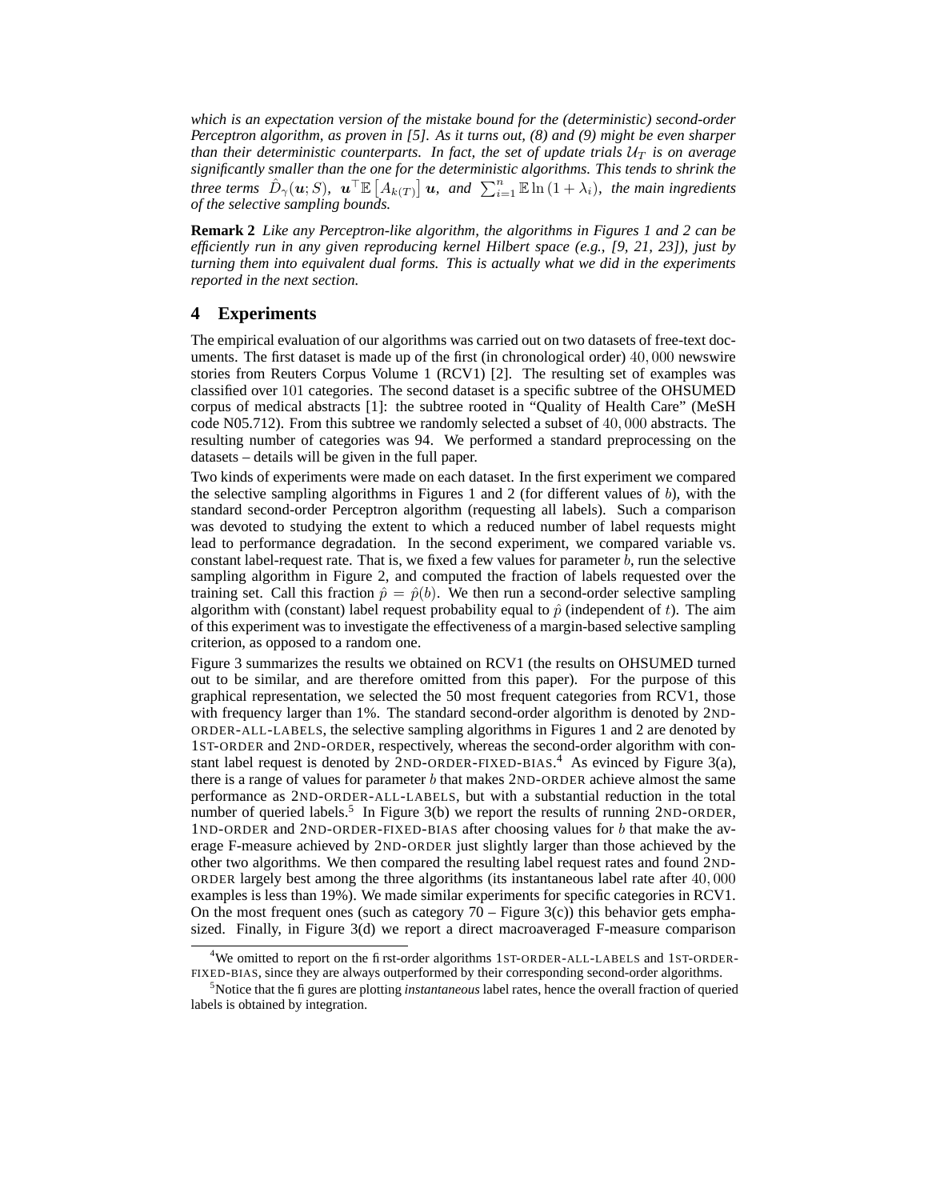*which is an expectation version of the mistake bound for the (deterministic) second-order Perceptron algorithm, as proven in [5]. As it turns out, (8) and (9) might be even sharper than their deterministic counterparts. In fact, the set of update trials $\mathcal{U}_T$ is on average significantly smaller than the one for the deterministic algorithms. This tends to shrink the three terms $\hat{D}_\gamma(\boldsymbol{u}; S)$, $\boldsymbol{u}^\top \mathbb{E}\left[A_{k(T)}\right] \boldsymbol{u}$, and $\sum_{i=1}^n \mathbb{E} \ln(1 + \lambda_i)$, the main ingredients of the selective sampling bounds.*

**Remark 2** *Like any Perceptron-like algorithm, the algorithms in Figures 1 and 2 can be efficiently run in any given reproducing kernel Hilbert space (e.g., [9, 21, 23]), just by turning them into equivalent dual forms. This is actually what we did in the experiments reported in the next section.*

## 4 Experiments

The empirical evaluation of our algorithms was carried out on two datasets of free-text documents. The first dataset is made up of the first (in chronological order) $40,000$ newswire stories from Reuters Corpus Volume 1 (RCV1) [2]. The resulting set of examples was classified over $101$ categories. The second dataset is a specific subtree of the OHSUMED corpus of medical abstracts [1]: the subtree rooted in "Quality of Health Care" (MeSH code N05.712). From this subtree we randomly selected a subset of $40,000$ abstracts. The resulting number of categories was 94. We performed a standard preprocessing on the datasets – details will be given in the full paper.

Two kinds of experiments were made on each dataset. In the first experiment we compared the selective sampling algorithms in Figures 1 and 2 (for different values of $b$), with the standard second-order Perceptron algorithm (requesting all labels). Such a comparison was devoted to studying the extent to which a reduced number of label requests might lead to performance degradation. In the second experiment, we compared variable vs. constant label-request rate. That is, we fixed a few values for parameter $b$, run the selective sampling algorithm in Figure 2, and computed the fraction of labels requested over the training set. Call this fraction $\hat{p} = \hat{p}(b)$. We then run a second-order selective sampling algorithm with (constant) label request probability equal to $\hat{p}$ (independent of $t$). The aim of this experiment was to investigate the effectiveness of a margin-based selective sampling criterion, as opposed to a random one.

Figure 3 summarizes the results we obtained on RCV1 (the results on OHSUMED turned out to be similar, and are therefore omitted from this paper). For the purpose of this graphical representation, we selected the 50 most frequent categories from RCV1, those with frequency larger than 1%. The standard second-order algorithm is denoted by 2ND-ORDER-ALL-LABELS, the selective sampling algorithms in Figures 1 and 2 are denoted by 1ST-ORDER and 2ND-ORDER, respectively, whereas the second-order algorithm with constant label request is denoted by 2ND-ORDER-FIXED-BIAS.[4] As evinced by Figure 3(a), there is a range of values for parameter $b$ that makes 2ND-ORDER achieve almost the same performance as 2ND-ORDER-ALL-LABELS, but with a substantial reduction in the total number of queried labels.[5] In Figure 3(b) we report the results of running 2ND-ORDER, 1ND-ORDER and 2ND-ORDER-FIXED-BIAS after choosing values for $b$ that make the average F-measure achieved by 2ND-ORDER just slightly larger than those achieved by the other two algorithms. We then compared the resulting label request rates and found 2ND-ORDER largely best among the three algorithms (its instantaneous label rate after $40,000$ examples is less than 19%). We made similar experiments for specific categories in RCV1. On the most frequent ones (such as category 70 – Figure 3(c)) this behavior gets emphasized. Finally, in Figure 3(d) we report a direct macroaveraged F-measure comparison

[4] We omitted to report on the first-order algorithms 1ST-ORDER-ALL-LABELS and 1ST-ORDER-FIXED-BIAS, since they are always outperformed by their corresponding second-order algorithms.

[5] Notice that the figures are plotting *instantaneous* label rates, hence the overall fraction of queried labels is obtained by integration.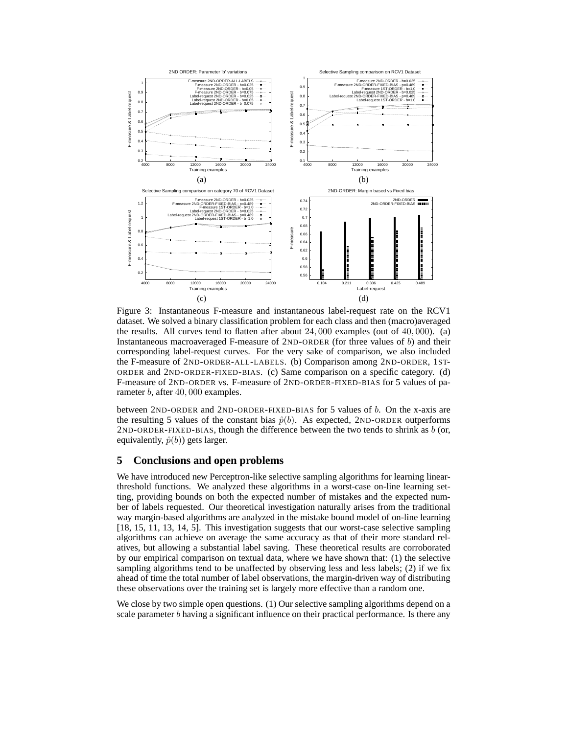Figure 3: Instantaneous F-measure and instantaneous label-request rate on the RCV1 dataset. We solved a binary classification problem for each class and then (macro)averaged the results. All curves tend to flatten after about $24,000$ examples (out of $40,000$). (a) Instantaneous macroaveraged F-measure of 2ND-ORDER (for three values of $b$) and their corresponding label-request curves. For the very sake of comparison, we also included the F-measure of 2ND-ORDER-ALL-LABELS. (b) Comparison among 2ND-ORDER, 1ST-ORDER and 2ND-ORDER-FIXED-BIAS. (c) Same comparison on a specific category. (d) F-measure of 2ND-ORDER vs. F-measure of 2ND-ORDER-FIXED-BIAS for 5 values of parameter $b$, after $40,000$ examples.

between 2ND-ORDER and 2ND-ORDER-FIXED-BIAS for 5 values of $b$. On the x-axis are the resulting 5 values of the constant bias $\hat{p}(b)$. As expected, 2ND-ORDER outperforms 2ND-ORDER-FIXED-BIAS, though the difference between the two tends to shrink as $b$ (or, equivalently, $\hat{p}(b)$) gets larger.

## 5 Conclusions and open problems

We have introduced new Perceptron-like selective sampling algorithms for learning linear-threshold functions. We analyzed these algorithms in a worst-case on-line learning setting, providing bounds on both the expected number of mistakes and the expected number of labels requested. Our theoretical investigation naturally arises from the traditional way margin-based algorithms are analyzed in the mistake bound model of on-line learning [18, 15, 11, 13, 14, 5]. This investigation suggests that our worst-case selective sampling algorithms can achieve on average the same accuracy as that of their more standard relatives, but allowing a substantial label saving. These theoretical results are corroborated by our empirical comparison on textual data, where we have shown that: (1) the selective sampling algorithms tend to be unaffected by observing less and less labels; (2) if we fix ahead of time the total number of label observations, the margin-driven way of distributing these observations over the training set is largely more effective than a random one.

We close by two simple open questions. (1) Our selective sampling algorithms depend on a scale parameter $b$ having a significant influence on their practical performance. Is there any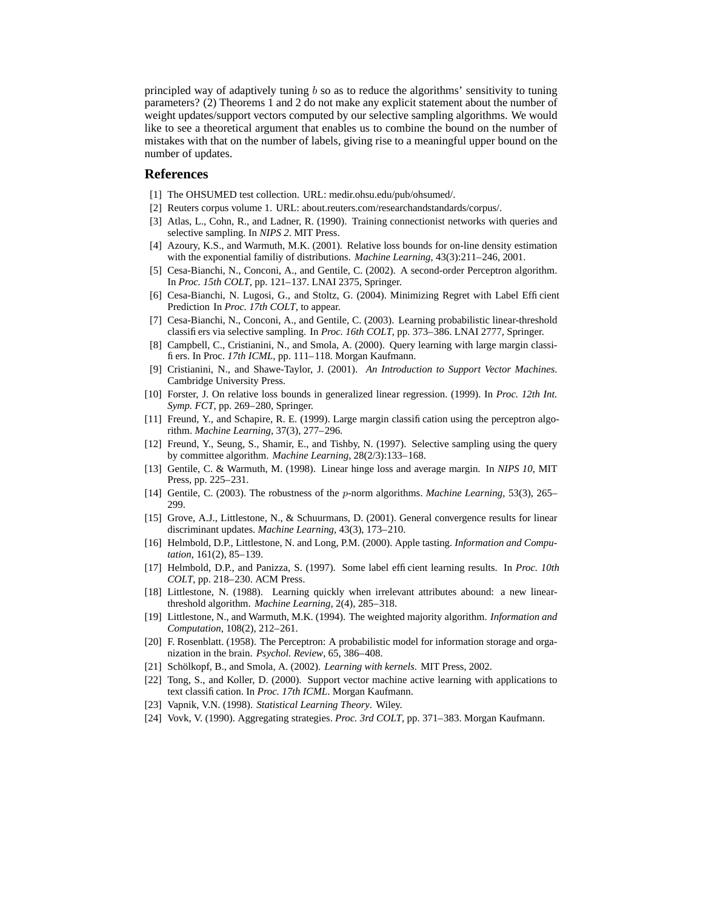principled way of adaptively tuning $b$ so as to reduce the algorithms' sensitivity to tuning parameters? (2) Theorems 1 and 2 do not make any explicit statement about the number of weight updates/support vectors computed by our selective sampling algorithms. We would like to see a theoretical argument that enables us to combine the bound on the number of mistakes with that on the number of labels, giving rise to a meaningful upper bound on the number of updates.

## References

[1] The OHSUMED test collection. URL: medir.ohsu.edu/pub/ohsumed/.

[2] Reuters corpus volume 1. URL: about.reuters.com/researchandstandards/corpus/.

[3] Atlas, L., Cohn, R., and Ladner, R. (1990). Training connectionist networks with queries and selective sampling. In *NIPS 2*. MIT Press.

[4] Azoury, K.S., and Warmuth, M.K. (2001). Relative loss bounds for on-line density estimation with the exponential familiy of distributions. *Machine Learning*, 43(3):211–246, 2001.

[5] Cesa-Bianchi, N., Conconi, A., and Gentile, C. (2002). A second-order Perceptron algorithm. In *Proc. 15th COLT*, pp. 121–137. LNAI 2375, Springer.

[6] Cesa-Bianchi, N. Lugosi, G., and Stoltz, G. (2004). Minimizing Regret with Label Efficient Prediction In *Proc. 17th COLT*, to appear.

[7] Cesa-Bianchi, N., Conconi, A., and Gentile, C. (2003). Learning probabilistic linear-threshold classifiers via selective sampling. In *Proc. 16th COLT*, pp. 373–386. LNAI 2777, Springer.

[8] Campbell, C., Cristianini, N., and Smola, A. (2000). Query learning with large margin classifiers. In Proc. *17th ICML*, pp. 111–118. Morgan Kaufmann.

[9] Cristianini, N., and Shawe-Taylor, J. (2001). *An Introduction to Support Vector Machines*. Cambridge University Press.

[10] Forster, J. On relative loss bounds in generalized linear regression. (1999). In *Proc. 12th Int. Symp. FCT*, pp. 269–280, Springer.

[11] Freund, Y., and Schapire, R. E. (1999). Large margin classification using the perceptron algorithm. *Machine Learning*, 37(3), 277–296.

[12] Freund, Y., Seung, S., Shamir, E., and Tishby, N. (1997). Selective sampling using the query by committee algorithm. *Machine Learning*, 28(2/3):133–168.

[13] Gentile, C. & Warmuth, M. (1998). Linear hinge loss and average margin. In *NIPS 10*, MIT Press, pp. 225–231.

[14] Gentile, C. (2003). The robustness of the $p$-norm algorithms. *Machine Learning*, 53(3), 265–299.

[15] Grove, A.J., Littlestone, N., & Schuurmans, D. (2001). General convergence results for linear discriminant updates. *Machine Learning*, 43(3), 173–210.

[16] Helmbold, D.P., Littlestone, N. and Long, P.M. (2000). Apple tasting. *Information and Computation*, 161(2), 85–139.

[17] Helmbold, D.P., and Panizza, S. (1997). Some label efficient learning results. In *Proc. 10th COLT*, pp. 218–230. ACM Press.

[18] Littlestone, N. (1988). Learning quickly when irrelevant attributes abound: a new linear-threshold algorithm. *Machine Learning*, 2(4), 285–318.

[19] Littlestone, N., and Warmuth, M.K. (1994). The weighted majority algorithm. *Information and Computation*, 108(2), 212–261.

[20] F. Rosenblatt. (1958). The Perceptron: A probabilistic model for information storage and organization in the brain. *Psychol. Review*, 65, 386–408.

[21] Schölkopf, B., and Smola, A. (2002). *Learning with kernels*. MIT Press, 2002.

[22] Tong, S., and Koller, D. (2000). Support vector machine active learning with applications to text classification. In *Proc. 17th ICML*. Morgan Kaufmann.

[23] Vapnik, V.N. (1998). *Statistical Learning Theory*. Wiley.

[24] Vovk, V. (1990). Aggregating strategies. *Proc. 3rd COLT*, pp. 371–383. Morgan Kaufmann.